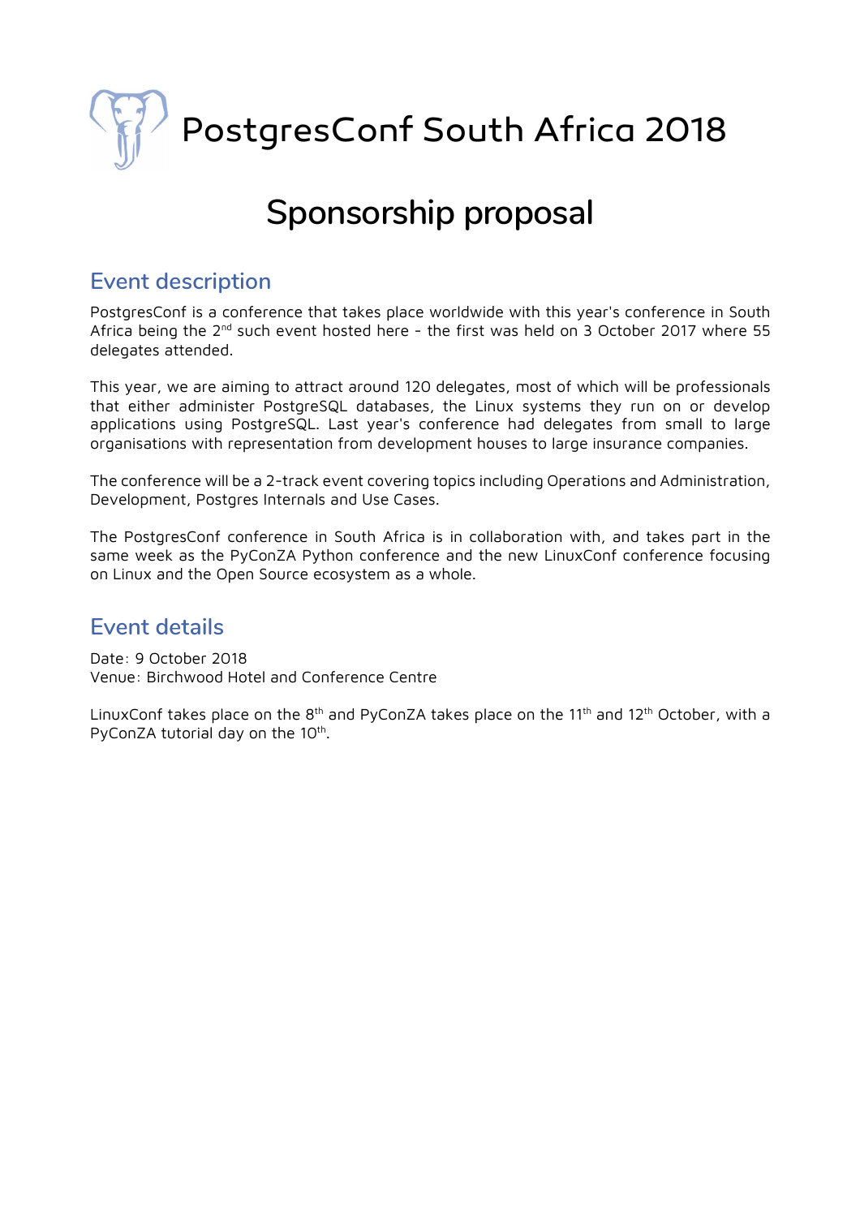# PostgresConf South Africa 2018

## Sponsorship proposal

### Event description

PostgresConf is a conference that takes place worldwide with this year's conference in South Africa being the 2nd such event hosted here - the first was held on 3 October 2017 where 55 delegates attended.

This year, we are aiming to attract around 120 delegates, most of which will be professionals that either administer PostgreSQL databases, the Linux systems they run on or develop applications using PostgreSQL. Last year's conference had delegates from small to large organisations with representation from development houses to large insurance companies.

The conference will be a 2-track event covering topics including Operations and Administration, Development, Postgres Internals and Use Cases.

The PostgresConf conference in South Africa is in collaboration with, and takes part in the same week as the PyConZA Python conference and the new LinuxConf conference focusing on Linux and the Open Source ecosystem as a whole.

### Event details

Date: 9 October 2018
Venue: Birchwood Hotel and Conference Centre

LinuxConf takes place on the 8th and PyConZA takes place on the 11th and 12th October, with a PyConZA tutorial day on the 10th.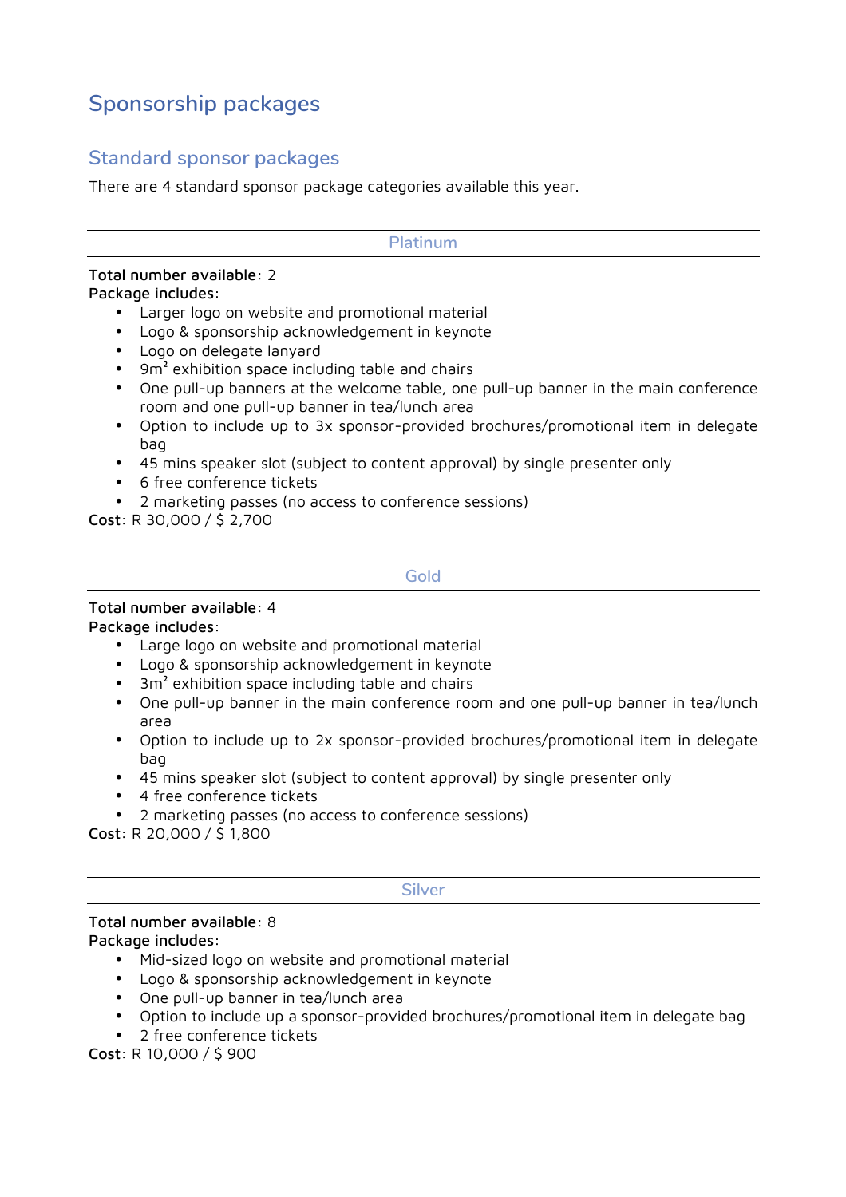# Sponsorship packages

## Standard sponsor packages

There are 4 standard sponsor package categories available this year.

### Platinum

**Total number available**: 2
**Package includes**:

- Larger logo on website and promotional material
- Logo & sponsorship acknowledgement in keynote
- Logo on delegate lanyard
- 9m² exhibition space including table and chairs
- One pull-up banners at the welcome table, one pull-up banner in the main conference room and one pull-up banner in tea/lunch area
- Option to include up to 3x sponsor-provided brochures/promotional item in delegate bag
- 45 mins speaker slot (subject to content approval) by single presenter only
- 6 free conference tickets
- 2 marketing passes (no access to conference sessions)

**Cost**: R 30,000 / $ 2,700

### Gold

**Total number available**: 4
**Package includes**:

- Large logo on website and promotional material
- Logo & sponsorship acknowledgement in keynote
- 3m² exhibition space including table and chairs
- One pull-up banner in the main conference room and one pull-up banner in tea/lunch area
- Option to include up to 2x sponsor-provided brochures/promotional item in delegate bag
- 45 mins speaker slot (subject to content approval) by single presenter only
- 4 free conference tickets
- 2 marketing passes (no access to conference sessions)

**Cost**: R 20,000 / $ 1,800

### Silver

**Total number available**: 8
**Package includes**:

- Mid-sized logo on website and promotional material
- Logo & sponsorship acknowledgement in keynote
- One pull-up banner in tea/lunch area
- Option to include up a sponsor-provided brochures/promotional item in delegate bag
- 2 free conference tickets

**Cost**: R 10,000 / $ 900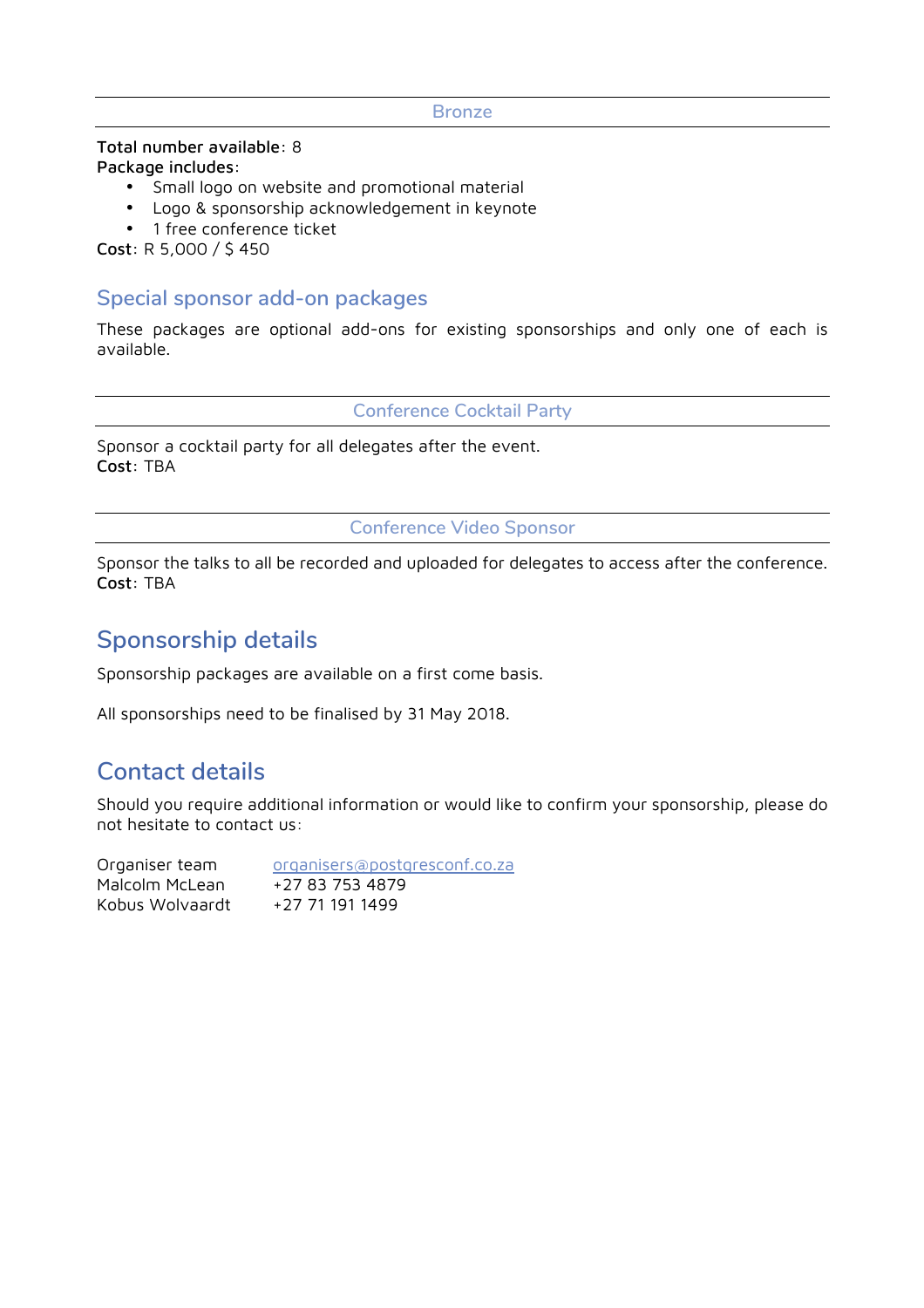### Bronze

**Total number available**: 8
**Package includes**:

- Small logo on website and promotional material
- Logo & sponsorship acknowledgement in keynote
- 1 free conference ticket

**Cost**: R 5,000 / $ 450

## Special sponsor add-on packages

These packages are optional add-ons for existing sponsorships and only one of each is available.

### Conference Cocktail Party

Sponsor a cocktail party for all delegates after the event.
**Cost**: TBA

### Conference Video Sponsor

Sponsor the talks to all be recorded and uploaded for delegates to access after the conference.
**Cost**: TBA

## Sponsorship details

Sponsorship packages are available on a first come basis.

All sponsorships need to be finalised by 31 May 2018.

## Contact details

Should you require additional information or would like to confirm your sponsorship, please do not hesitate to contact us:

| | |
|---|---|
| Organiser team | organisers@postgresconf.co.za |
| Malcolm McLean | +27 83 753 4879 |
| Kobus Wolvaardt | +27 71 191 1499 |